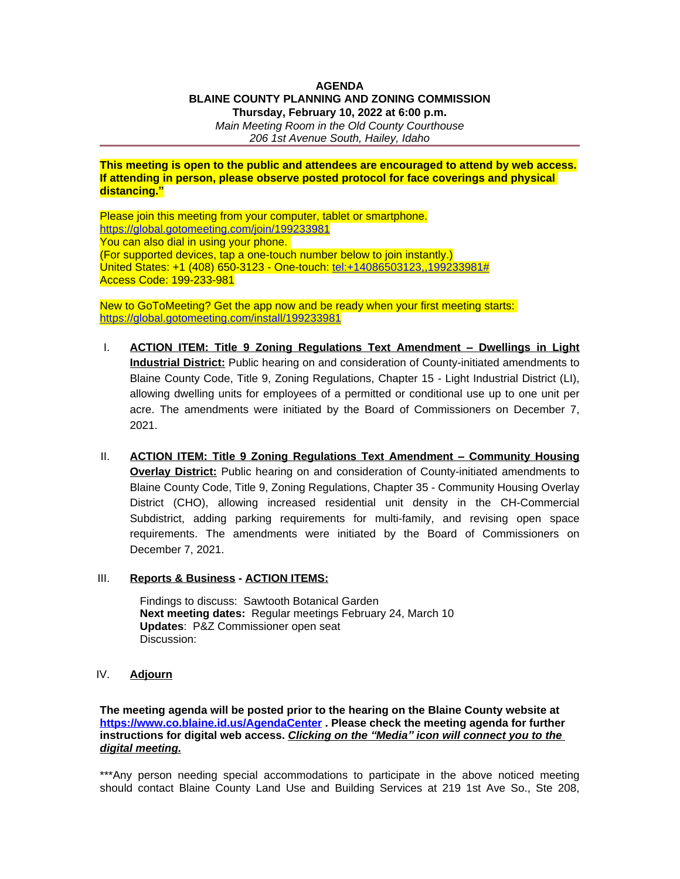**AGENDA**
**BLAINE COUNTY PLANNING AND ZONING COMMISSION**
**Thursday, February 10, 2022 at 6:00 p.m.**
*Main Meeting Room in the Old County Courthouse*
*206 1st Avenue South, Hailey, Idaho*

---

**This meeting is open to the public and attendees are encouraged to attend by web access. If attending in person, please observe posted protocol for face coverings and physical distancing."**

Please join this meeting from your computer, tablet or smartphone.
https://global.gotomeeting.com/join/199233981
You can also dial in using your phone.
(For supported devices, tap a one-touch number below to join instantly.)
United States: +1 (408) 650-3123 - One-touch: tel:+14086503123,,199233981#
Access Code: 199-233-981

New to GoToMeeting? Get the app now and be ready when your first meeting starts:
https://global.gotomeeting.com/install/199233981

I. **ACTION ITEM: Title 9 Zoning Regulations Text Amendment – Dwellings in Light Industrial District:** Public hearing on and consideration of County-initiated amendments to Blaine County Code, Title 9, Zoning Regulations, Chapter 15 - Light Industrial District (LI), allowing dwelling units for employees of a permitted or conditional use up to one unit per acre. The amendments were initiated by the Board of Commissioners on December 7, 2021.

II. **ACTION ITEM: Title 9 Zoning Regulations Text Amendment – Community Housing Overlay District:** Public hearing on and consideration of County-initiated amendments to Blaine County Code, Title 9, Zoning Regulations, Chapter 35 - Community Housing Overlay District (CHO), allowing increased residential unit density in the CH-Commercial Subdistrict, adding parking requirements for multi-family, and revising open space requirements. The amendments were initiated by the Board of Commissioners on December 7, 2021.

III. **Reports & Business** - **ACTION ITEMS:**

Findings to discuss: Sawtooth Botanical Garden
**Next meeting dates:** Regular meetings February 24, March 10
**Updates**: P&Z Commissioner open seat
Discussion:

IV. **Adjourn**

**The meeting agenda will be posted prior to the hearing on the Blaine County website at https://www.co.blaine.id.us/AgendaCenter . Please check the meeting agenda for further instructions for digital web access. *Clicking on the "Media" icon will connect you to the digital meeting.***

***Any person needing special accommodations to participate in the above noticed meeting should contact Blaine County Land Use and Building Services at 219 1st Ave So., Ste 208,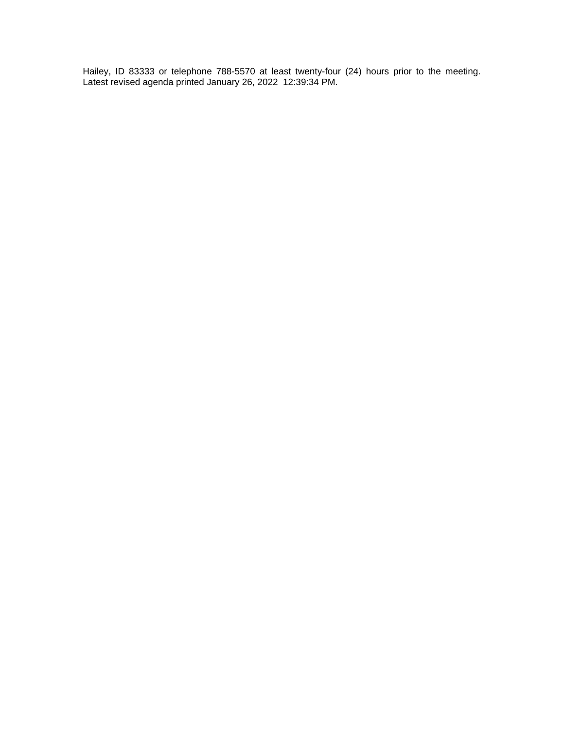Hailey, ID 83333 or telephone 788-5570 at least twenty-four (24) hours prior to the meeting. Latest revised agenda printed January 26, 2022 12:39:34 PM.